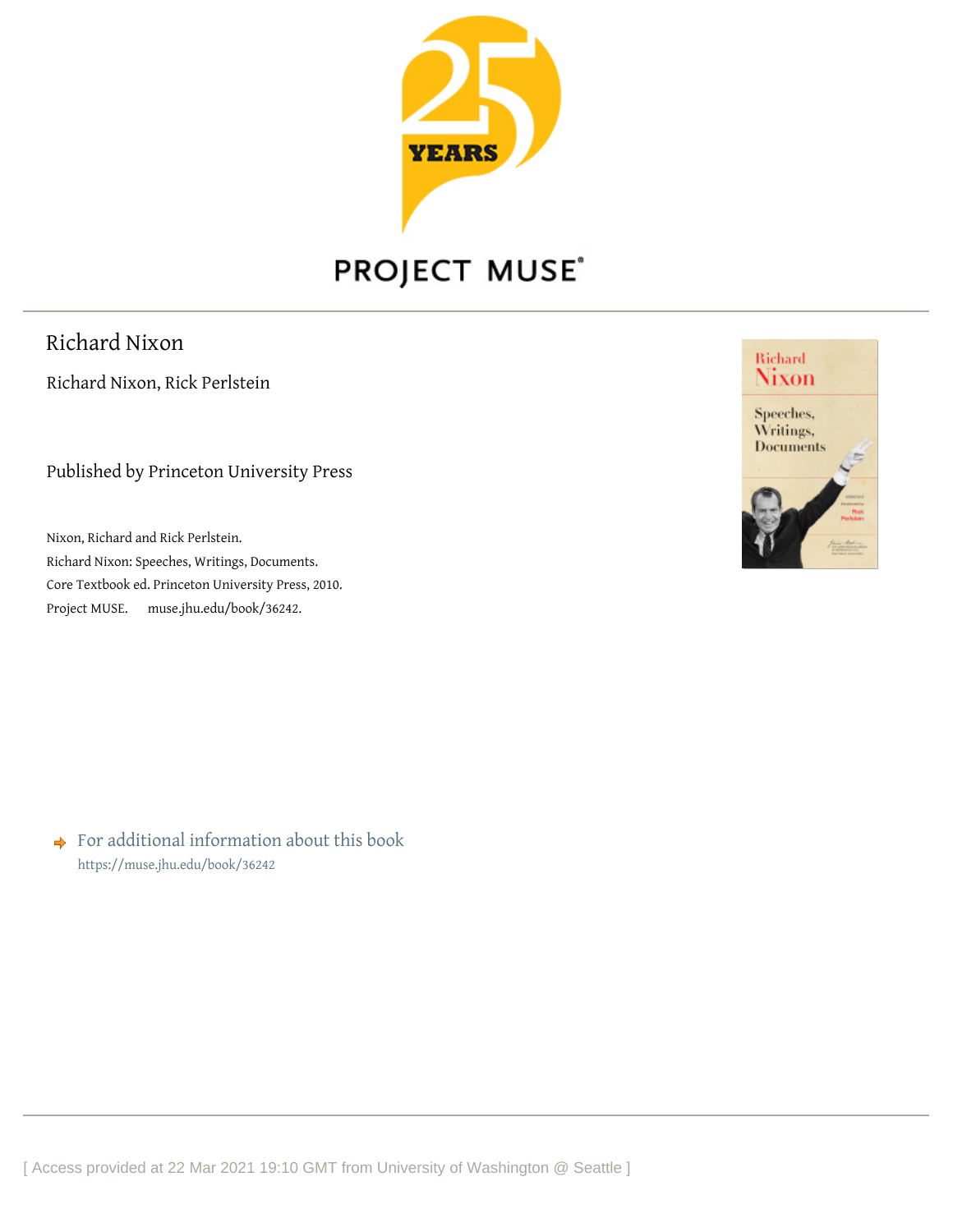# Richard Nixon

Richard Nixon, Rick Perlstein

Published by Princeton University Press

Nixon, Richard and Rick Perlstein.
Richard Nixon: Speeches, Writings, Documents.
Core Textbook ed. Princeton University Press, 2010.
Project MUSE. muse.jhu.edu/book/36242.

For additional information about this book
https://muse.jhu.edu/book/36242

[ Access provided at 22 Mar 2021 19:10 GMT from University of Washington @ Seattle ]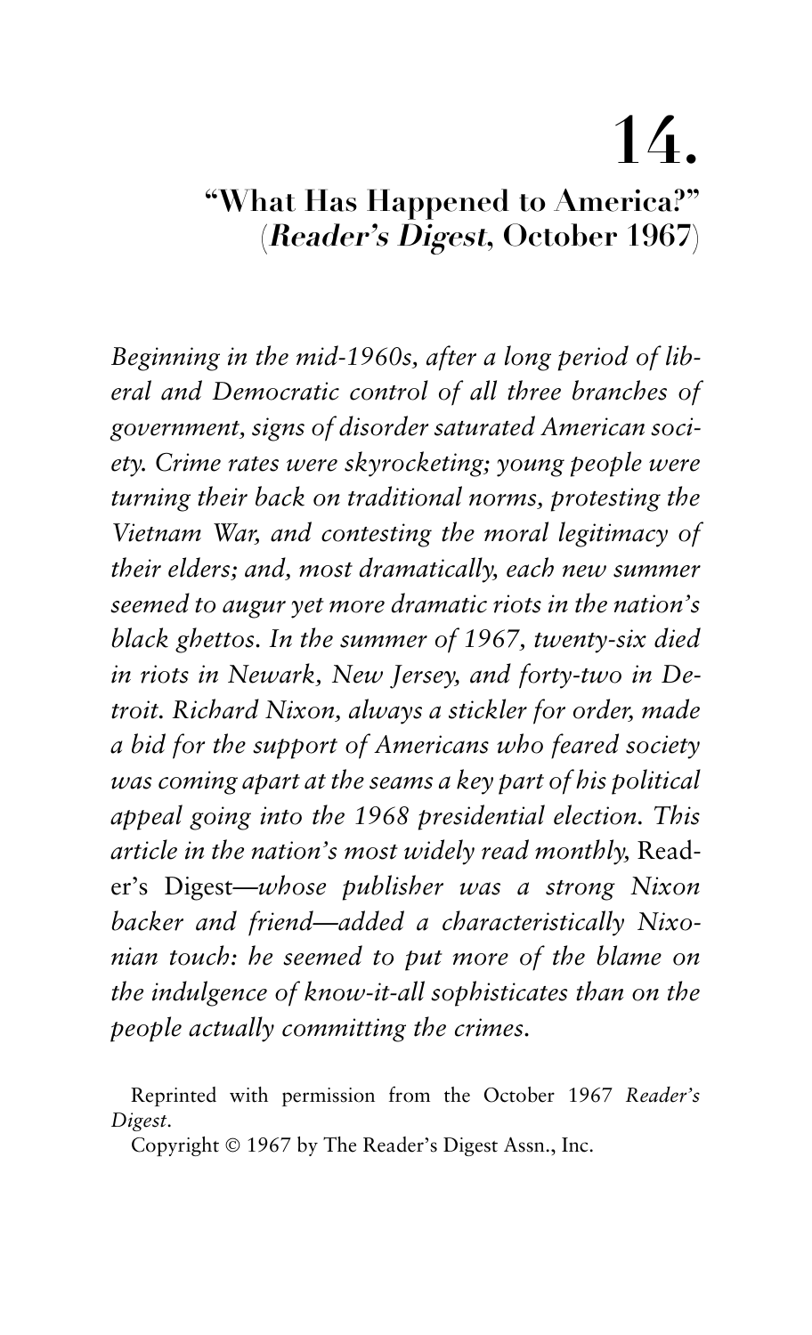# 14.

## "What Has Happened to America?" (*Reader's Digest*, October 1967)

*Beginning in the mid-1960s, after a long period of liberal and Democratic control of all three branches of government, signs of disorder saturated American society. Crime rates were skyrocketing; young people were turning their back on traditional norms, protesting the Vietnam War, and contesting the moral legitimacy of their elders; and, most dramatically, each new summer seemed to augur yet more dramatic riots in the nation's black ghettos. In the summer of 1967, twenty-six died in riots in Newark, New Jersey, and forty-two in Detroit. Richard Nixon, always a stickler for order, made a bid for the support of Americans who feared society was coming apart at the seams a key part of his political appeal going into the 1968 presidential election. This article in the nation's most widely read monthly,* Reader's Digest*—whose publisher was a strong Nixon backer and friend—added a characteristically Nixonian touch: he seemed to put more of the blame on the indulgence of know-it-all sophisticates than on the people actually committing the crimes.*

Reprinted with permission from the October 1967 *Reader's Digest*.

Copyright © 1967 by The Reader's Digest Assn., Inc.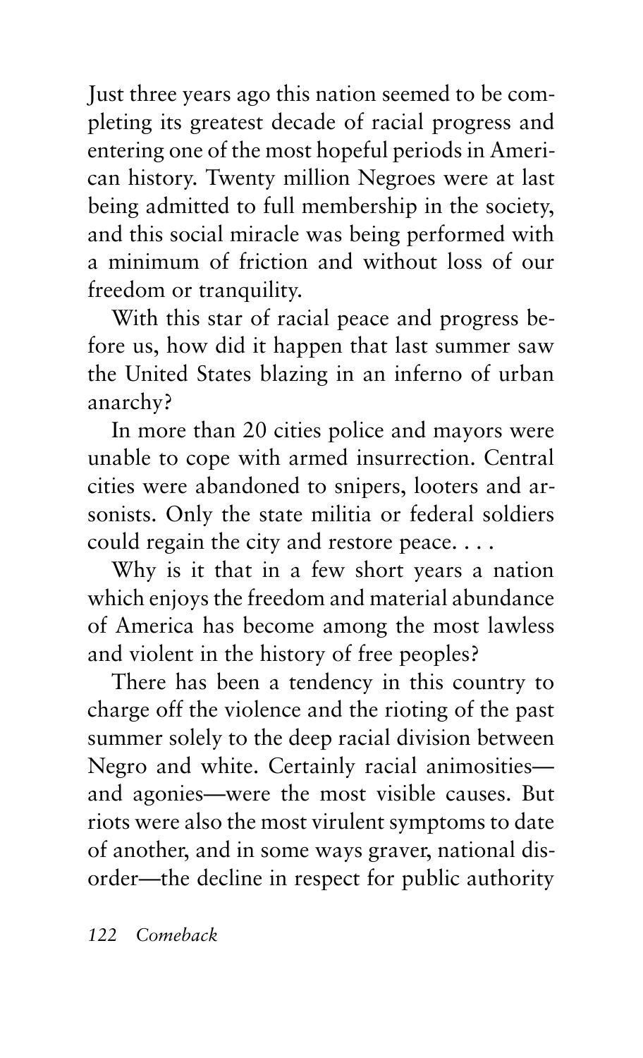Just three years ago this nation seemed to be completing its greatest decade of racial progress and entering one of the most hopeful periods in American history. Twenty million Negroes were at last being admitted to full membership in the society, and this social miracle was being performed with a minimum of friction and without loss of our freedom or tranquility.

With this star of racial peace and progress before us, how did it happen that last summer saw the United States blazing in an inferno of urban anarchy?

In more than 20 cities police and mayors were unable to cope with armed insurrection. Central cities were abandoned to snipers, looters and arsonists. Only the state militia or federal soldiers could regain the city and restore peace. . . .

Why is it that in a few short years a nation which enjoys the freedom and material abundance of America has become among the most lawless and violent in the history of free peoples?

There has been a tendency in this country to charge off the violence and the rioting of the past summer solely to the deep racial division between Negro and white. Certainly racial animosities—and agonies—were the most visible causes. But riots were also the most virulent symptoms to date of another, and in some ways graver, national disorder—the decline in respect for public authority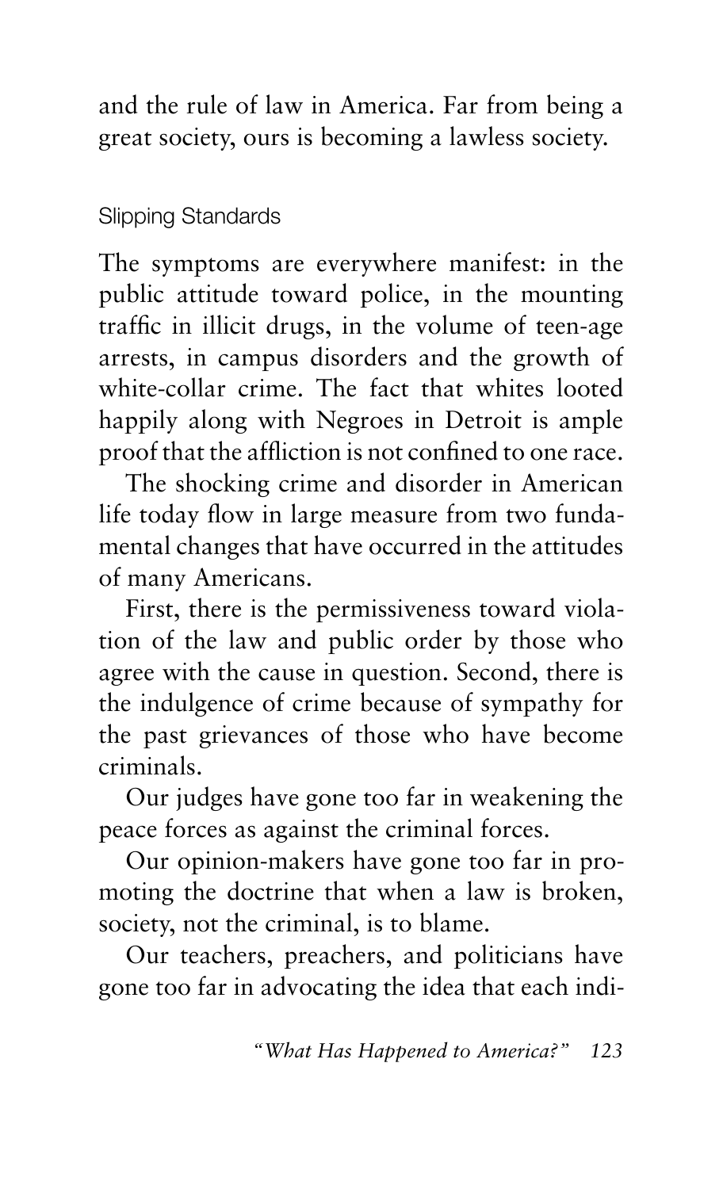and the rule of law in America. Far from being a great society, ours is becoming a lawless society.

## Slipping Standards

The symptoms are everywhere manifest: in the public attitude toward police, in the mounting traffic in illicit drugs, in the volume of teen-age arrests, in campus disorders and the growth of white-collar crime. The fact that whites looted happily along with Negroes in Detroit is ample proof that the affliction is not confined to one race.

The shocking crime and disorder in American life today flow in large measure from two fundamental changes that have occurred in the attitudes of many Americans.

First, there is the permissiveness toward violation of the law and public order by those who agree with the cause in question. Second, there is the indulgence of crime because of sympathy for the past grievances of those who have become criminals.

Our judges have gone too far in weakening the peace forces as against the criminal forces.

Our opinion-makers have gone too far in promoting the doctrine that when a law is broken, society, not the criminal, is to blame.

Our teachers, preachers, and politicians have gone too far in advocating the idea that each indi-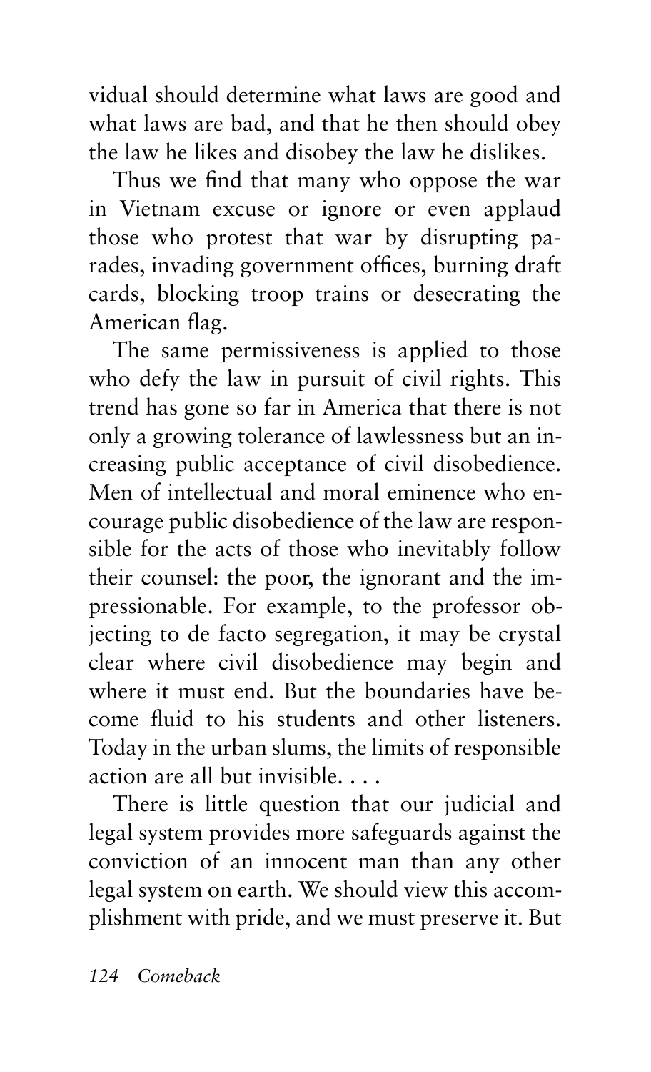vidual should determine what laws are good and what laws are bad, and that he then should obey the law he likes and disobey the law he dislikes.

Thus we find that many who oppose the war in Vietnam excuse or ignore or even applaud those who protest that war by disrupting parades, invading government offices, burning draft cards, blocking troop trains or desecrating the American flag.

The same permissiveness is applied to those who defy the law in pursuit of civil rights. This trend has gone so far in America that there is not only a growing tolerance of lawlessness but an increasing public acceptance of civil disobedience. Men of intellectual and moral eminence who encourage public disobedience of the law are responsible for the acts of those who inevitably follow their counsel: the poor, the ignorant and the impressionable. For example, to the professor objecting to de facto segregation, it may be crystal clear where civil disobedience may begin and where it must end. But the boundaries have become fluid to his students and other listeners. Today in the urban slums, the limits of responsible action are all but invisible. . . .

There is little question that our judicial and legal system provides more safeguards against the conviction of an innocent man than any other legal system on earth. We should view this accomplishment with pride, and we must preserve it. But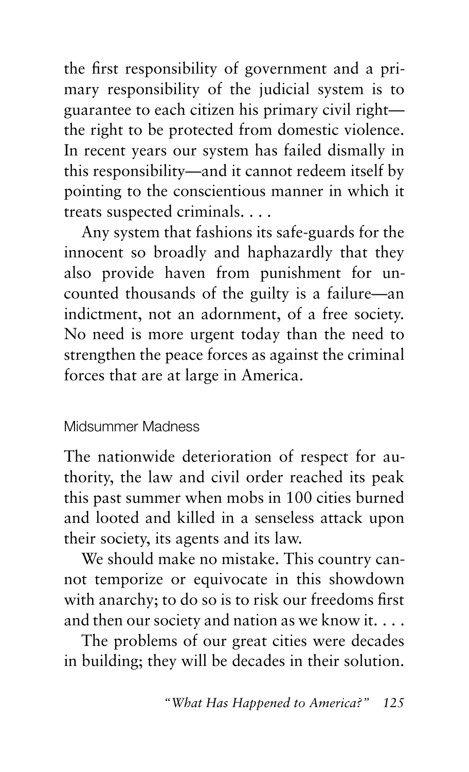the first responsibility of government and a primary responsibility of the judicial system is to guarantee to each citizen his primary civil right—the right to be protected from domestic violence. In recent years our system has failed dismally in this responsibility—and it cannot redeem itself by pointing to the conscientious manner in which it treats suspected criminals. . . .

Any system that fashions its safe-guards for the innocent so broadly and haphazardly that they also provide haven from punishment for uncounted thousands of the guilty is a failure—an indictment, not an adornment, of a free society. No need is more urgent today than the need to strengthen the peace forces as against the criminal forces that are at large in America.

## Midsummer Madness

The nationwide deterioration of respect for authority, the law and civil order reached its peak this past summer when mobs in 100 cities burned and looted and killed in a senseless attack upon their society, its agents and its law.

We should make no mistake. This country cannot temporize or equivocate in this showdown with anarchy; to do so is to risk our freedoms first and then our society and nation as we know it. . . .

The problems of our great cities were decades in building; they will be decades in their solution.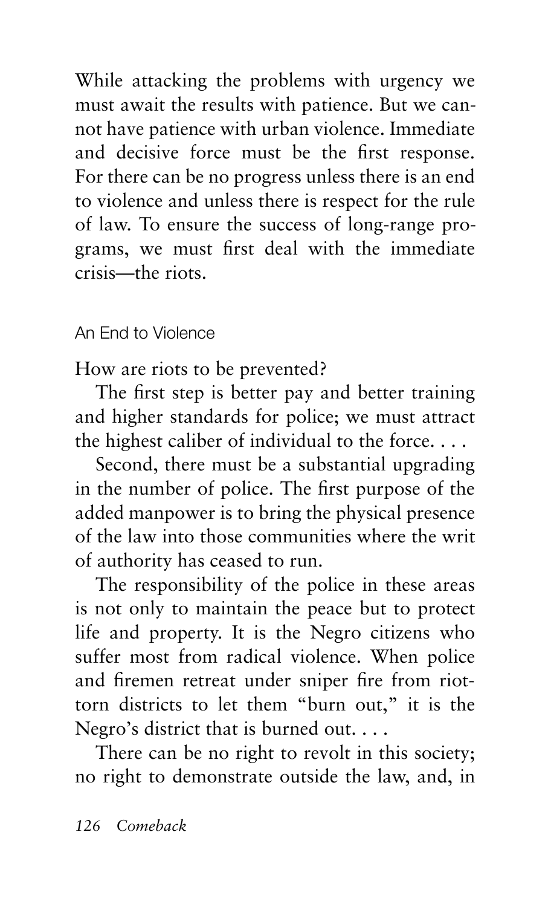While attacking the problems with urgency we must await the results with patience. But we cannot have patience with urban violence. Immediate and decisive force must be the first response. For there can be no progress unless there is an end to violence and unless there is respect for the rule of law. To ensure the success of long-range programs, we must first deal with the immediate crisis—the riots.

## An End to Violence

How are riots to be prevented?

The first step is better pay and better training and higher standards for police; we must attract the highest caliber of individual to the force. . . .

Second, there must be a substantial upgrading in the number of police. The first purpose of the added manpower is to bring the physical presence of the law into those communities where the writ of authority has ceased to run.

The responsibility of the police in these areas is not only to maintain the peace but to protect life and property. It is the Negro citizens who suffer most from radical violence. When police and firemen retreat under sniper fire from riot-torn districts to let them "burn out," it is the Negro's district that is burned out. . . .

There can be no right to revolt in this society; no right to demonstrate outside the law, and, in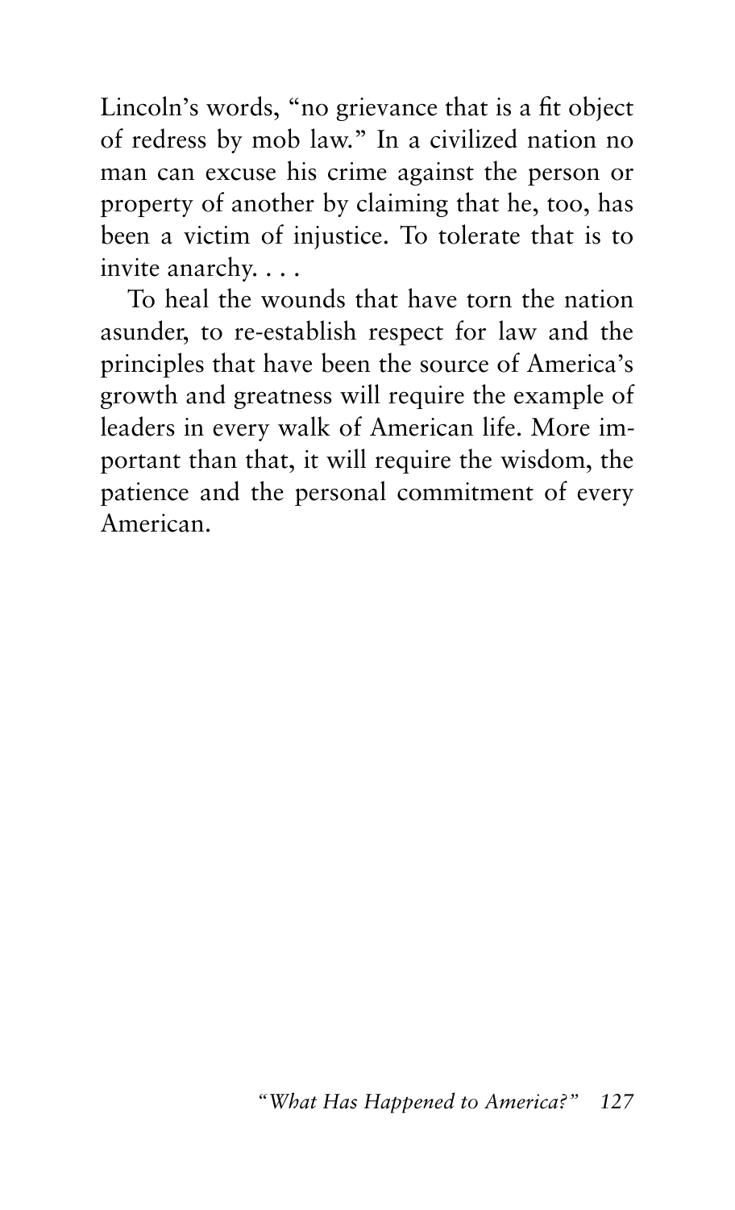Lincoln's words, "no grievance that is a fit object of redress by mob law." In a civilized nation no man can excuse his crime against the person or property of another by claiming that he, too, has been a victim of injustice. To tolerate that is to invite anarchy. . . .

To heal the wounds that have torn the nation asunder, to re-establish respect for law and the principles that have been the source of America's growth and greatness will require the example of leaders in every walk of American life. More important than that, it will require the wisdom, the patience and the personal commitment of every American.